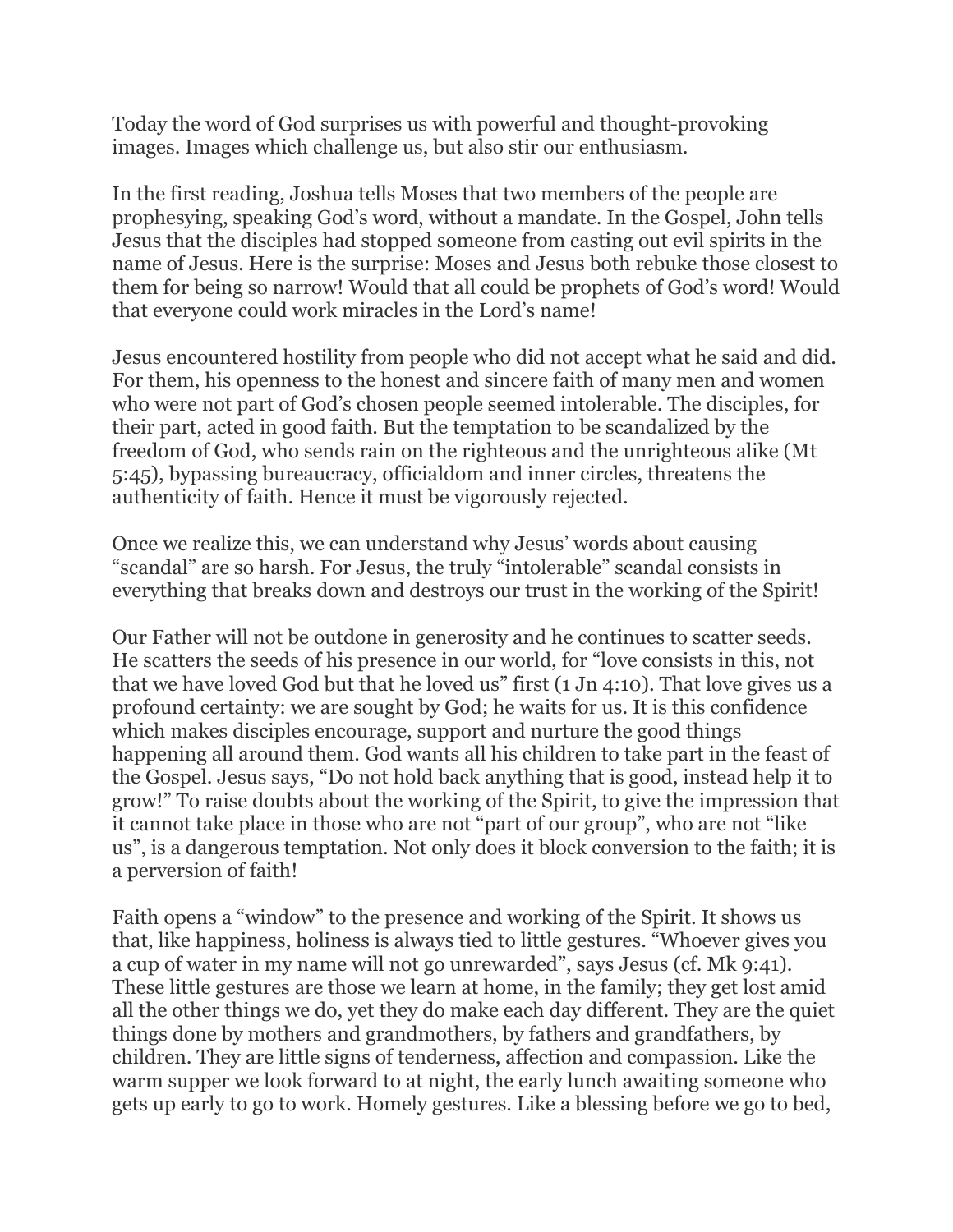Today the word of God surprises us with powerful and thought-provoking images. Images which challenge us, but also stir our enthusiasm.

In the first reading, Joshua tells Moses that two members of the people are prophesying, speaking God's word, without a mandate. In the Gospel, John tells Jesus that the disciples had stopped someone from casting out evil spirits in the name of Jesus. Here is the surprise: Moses and Jesus both rebuke those closest to them for being so narrow! Would that all could be prophets of God's word! Would that everyone could work miracles in the Lord's name!

Jesus encountered hostility from people who did not accept what he said and did. For them, his openness to the honest and sincere faith of many men and women who were not part of God's chosen people seemed intolerable. The disciples, for their part, acted in good faith. But the temptation to be scandalized by the freedom of God, who sends rain on the righteous and the unrighteous alike (Mt 5:45), bypassing bureaucracy, officialdom and inner circles, threatens the authenticity of faith. Hence it must be vigorously rejected.

Once we realize this, we can understand why Jesus' words about causing "scandal" are so harsh. For Jesus, the truly "intolerable" scandal consists in everything that breaks down and destroys our trust in the working of the Spirit!

Our Father will not be outdone in generosity and he continues to scatter seeds. He scatters the seeds of his presence in our world, for "love consists in this, not that we have loved God but that he loved us" first (1 Jn 4:10). That love gives us a profound certainty: we are sought by God; he waits for us. It is this confidence which makes disciples encourage, support and nurture the good things happening all around them. God wants all his children to take part in the feast of the Gospel. Jesus says, "Do not hold back anything that is good, instead help it to grow!" To raise doubts about the working of the Spirit, to give the impression that it cannot take place in those who are not "part of our group", who are not "like us", is a dangerous temptation. Not only does it block conversion to the faith; it is a perversion of faith!

Faith opens a "window" to the presence and working of the Spirit. It shows us that, like happiness, holiness is always tied to little gestures. "Whoever gives you a cup of water in my name will not go unrewarded", says Jesus (cf. Mk 9:41). These little gestures are those we learn at home, in the family; they get lost amid all the other things we do, yet they do make each day different. They are the quiet things done by mothers and grandmothers, by fathers and grandfathers, by children. They are little signs of tenderness, affection and compassion. Like the warm supper we look forward to at night, the early lunch awaiting someone who gets up early to go to work. Homely gestures. Like a blessing before we go to bed,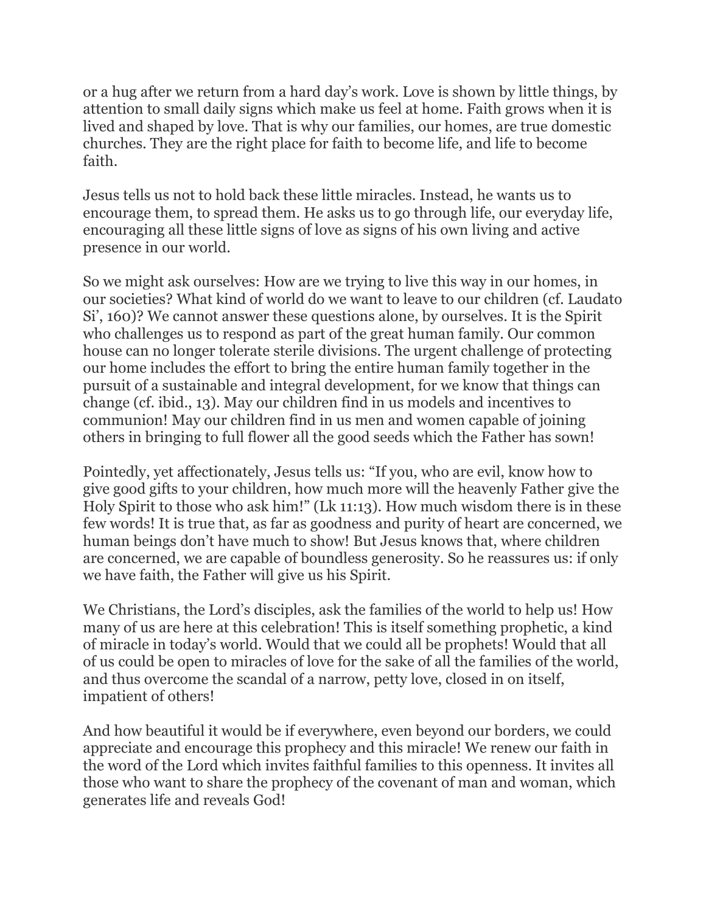or a hug after we return from a hard day's work. Love is shown by little things, by attention to small daily signs which make us feel at home. Faith grows when it is lived and shaped by love. That is why our families, our homes, are true domestic churches. They are the right place for faith to become life, and life to become faith.

Jesus tells us not to hold back these little miracles. Instead, he wants us to encourage them, to spread them. He asks us to go through life, our everyday life, encouraging all these little signs of love as signs of his own living and active presence in our world.

So we might ask ourselves: How are we trying to live this way in our homes, in our societies? What kind of world do we want to leave to our children (cf. Laudato Si', 160)? We cannot answer these questions alone, by ourselves. It is the Spirit who challenges us to respond as part of the great human family. Our common house can no longer tolerate sterile divisions. The urgent challenge of protecting our home includes the effort to bring the entire human family together in the pursuit of a sustainable and integral development, for we know that things can change (cf. ibid., 13). May our children find in us models and incentives to communion! May our children find in us men and women capable of joining others in bringing to full flower all the good seeds which the Father has sown!

Pointedly, yet affectionately, Jesus tells us: "If you, who are evil, know how to give good gifts to your children, how much more will the heavenly Father give the Holy Spirit to those who ask him!" (Lk 11:13). How much wisdom there is in these few words! It is true that, as far as goodness and purity of heart are concerned, we human beings don't have much to show! But Jesus knows that, where children are concerned, we are capable of boundless generosity. So he reassures us: if only we have faith, the Father will give us his Spirit.

We Christians, the Lord's disciples, ask the families of the world to help us! How many of us are here at this celebration! This is itself something prophetic, a kind of miracle in today's world. Would that we could all be prophets! Would that all of us could be open to miracles of love for the sake of all the families of the world, and thus overcome the scandal of a narrow, petty love, closed in on itself, impatient of others!

And how beautiful it would be if everywhere, even beyond our borders, we could appreciate and encourage this prophecy and this miracle! We renew our faith in the word of the Lord which invites faithful families to this openness. It invites all those who want to share the prophecy of the covenant of man and woman, which generates life and reveals God!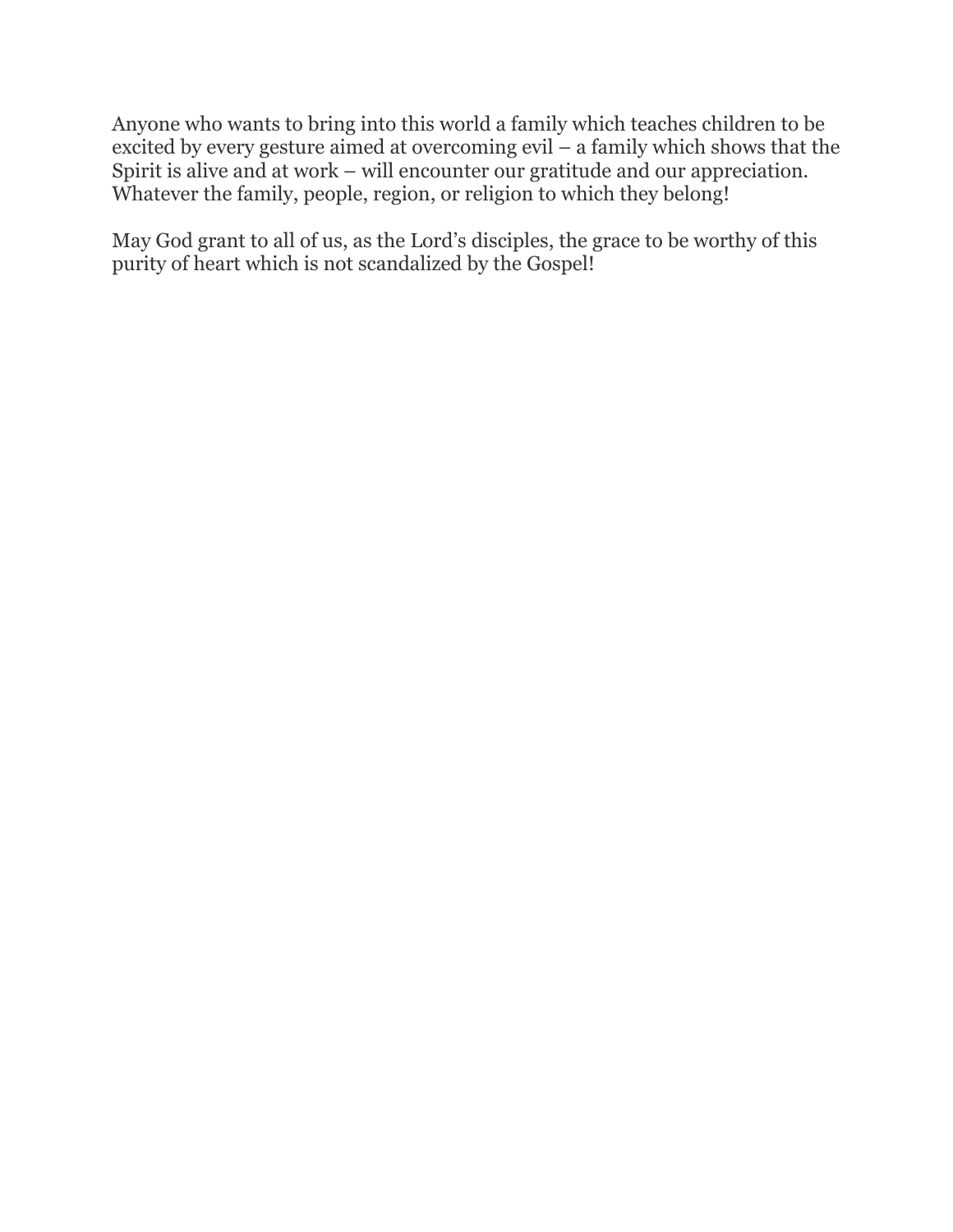Anyone who wants to bring into this world a family which teaches children to be excited by every gesture aimed at overcoming evil – a family which shows that the Spirit is alive and at work – will encounter our gratitude and our appreciation. Whatever the family, people, region, or religion to which they belong!

May God grant to all of us, as the Lord's disciples, the grace to be worthy of this purity of heart which is not scandalized by the Gospel!